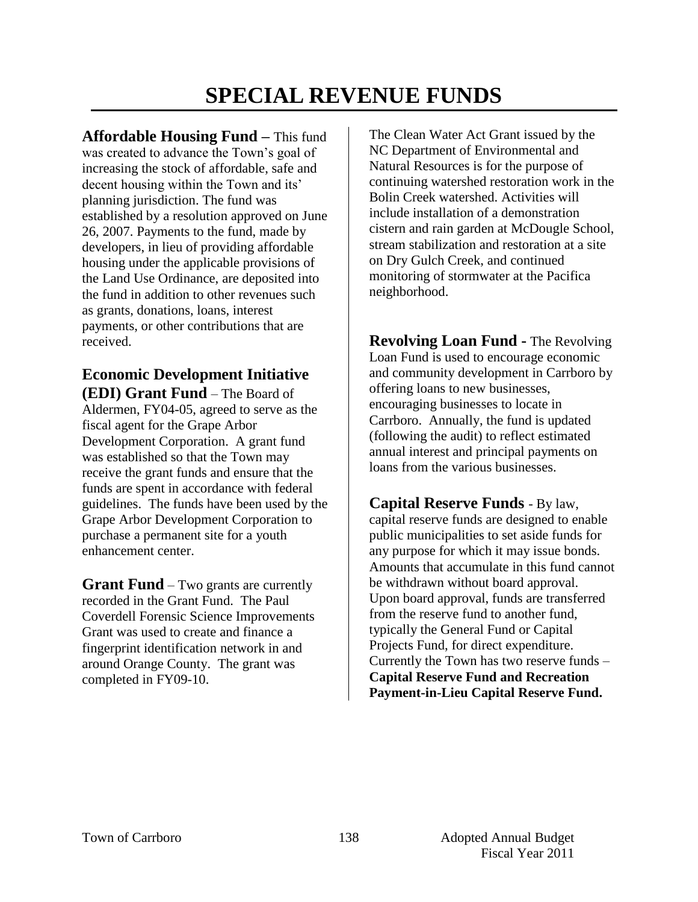# SPECIAL REVENUE FUNDS

**Affordable Housing Fund –** This fund was created to advance the Town's goal of increasing the stock of affordable, safe and decent housing within the Town and its' planning jurisdiction. The fund was established by a resolution approved on June 26, 2007. Payments to the fund, made by developers, in lieu of providing affordable housing under the applicable provisions of the Land Use Ordinance, are deposited into the fund in addition to other revenues such as grants, donations, loans, interest payments, or other contributions that are received.

**Economic Development Initiative (EDI) Grant Fund** – The Board of Aldermen, FY04-05, agreed to serve as the fiscal agent for the Grape Arbor Development Corporation. A grant fund was established so that the Town may receive the grant funds and ensure that the funds are spent in accordance with federal guidelines. The funds have been used by the Grape Arbor Development Corporation to purchase a permanent site for a youth enhancement center.

**Grant Fund** – Two grants are currently recorded in the Grant Fund. The Paul Coverdell Forensic Science Improvements Grant was used to create and finance a fingerprint identification network in and around Orange County. The grant was completed in FY09-10.

The Clean Water Act Grant issued by the NC Department of Environmental and Natural Resources is for the purpose of continuing watershed restoration work in the Bolin Creek watershed. Activities will include installation of a demonstration cistern and rain garden at McDougle School, stream stabilization and restoration at a site on Dry Gulch Creek, and continued monitoring of stormwater at the Pacifica neighborhood.

**Revolving Loan Fund -** The Revolving Loan Fund is used to encourage economic and community development in Carrboro by offering loans to new businesses, encouraging businesses to locate in Carrboro. Annually, the fund is updated (following the audit) to reflect estimated annual interest and principal payments on loans from the various businesses.

**Capital Reserve Funds** - By law, capital reserve funds are designed to enable public municipalities to set aside funds for any purpose for which it may issue bonds. Amounts that accumulate in this fund cannot be withdrawn without board approval. Upon board approval, funds are transferred from the reserve fund to another fund, typically the General Fund or Capital Projects Fund, for direct expenditure. Currently the Town has two reserve funds – **Capital Reserve Fund and Recreation Payment-in-Lieu Capital Reserve Fund.**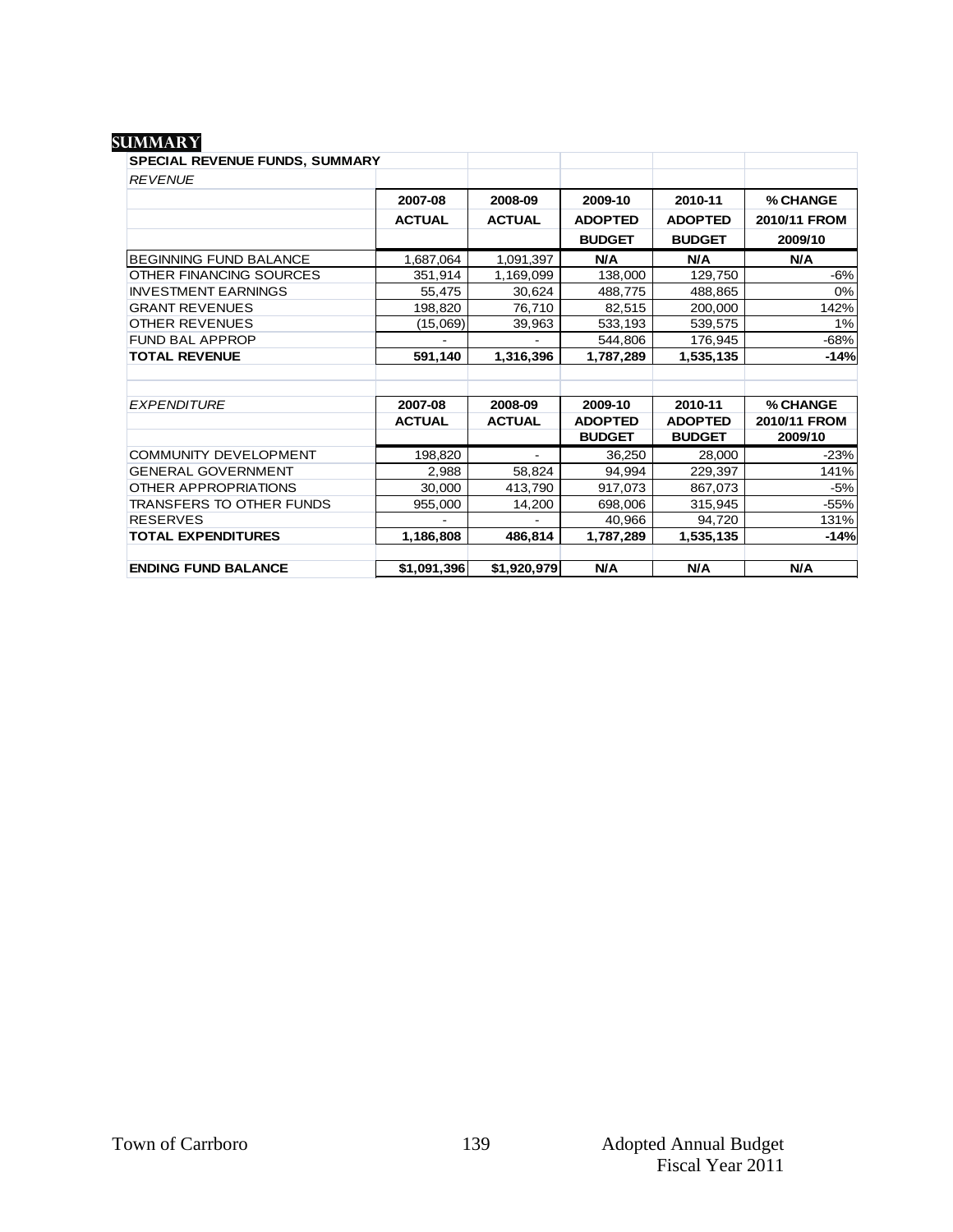## SUMMARY

| SPECIAL REVENUE FUNDS, SUMMARY | | | | | |
|---|---|---|---|---|---|
| *REVENUE* | | | | | |
| | 2007-08 ACTUAL | 2008-09 ACTUAL | 2009-10 ADOPTED BUDGET | 2010-11 ADOPTED BUDGET | % CHANGE 2010/11 FROM 2009/10 |
| BEGINNING FUND BALANCE | 1,687,064 | 1,091,397 | N/A | N/A | N/A |
| OTHER FINANCING SOURCES | 351,914 | 1,169,099 | 138,000 | 129,750 | -6% |
| INVESTMENT EARNINGS | 55,475 | 30,624 | 488,775 | 488,865 | 0% |
| GRANT REVENUES | 198,820 | 76,710 | 82,515 | 200,000 | 142% |
| OTHER REVENUES | (15,069) | 39,963 | 533,193 | 539,575 | 1% |
| FUND BAL APPROP | - | - | 544,806 | 176,945 | -68% |
| **TOTAL REVENUE** | **591,140** | **1,316,396** | **1,787,289** | **1,535,135** | **-14%** |
| | | | | | |
| *EXPENDITURE* | 2007-08 ACTUAL | 2008-09 ACTUAL | 2009-10 ADOPTED BUDGET | 2010-11 ADOPTED BUDGET | % CHANGE 2010/11 FROM 2009/10 |
| COMMUNITY DEVELOPMENT | 198,820 | - | 36,250 | 28,000 | -23% |
| GENERAL GOVERNMENT | 2,988 | 58,824 | 94,994 | 229,397 | 141% |
| OTHER APPROPRIATIONS | 30,000 | 413,790 | 917,073 | 867,073 | -5% |
| TRANSFERS TO OTHER FUNDS | 955,000 | 14,200 | 698,006 | 315,945 | -55% |
| RESERVES | - | - | 40,966 | 94,720 | 131% |
| **TOTAL EXPENDITURES** | **1,186,808** | **486,814** | **1,787,289** | **1,535,135** | **-14%** |
| | | | | | |
| **ENDING FUND BALANCE** | **$1,091,396** | **$1,920,979** | **N/A** | **N/A** | **N/A** |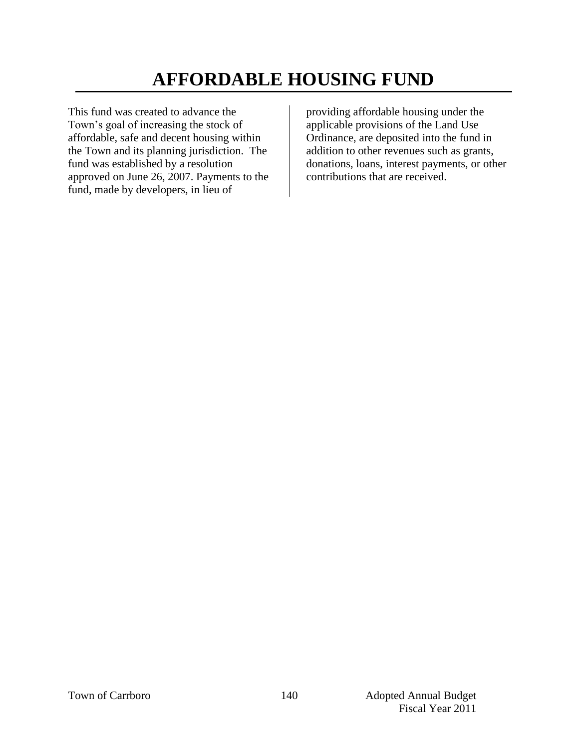# AFFORDABLE HOUSING FUND

This fund was created to advance the Town's goal of increasing the stock of affordable, safe and decent housing within the Town and its planning jurisdiction. The fund was established by a resolution approved on June 26, 2007. Payments to the fund, made by developers, in lieu of providing affordable housing under the applicable provisions of the Land Use Ordinance, are deposited into the fund in addition to other revenues such as grants, donations, loans, interest payments, or other contributions that are received.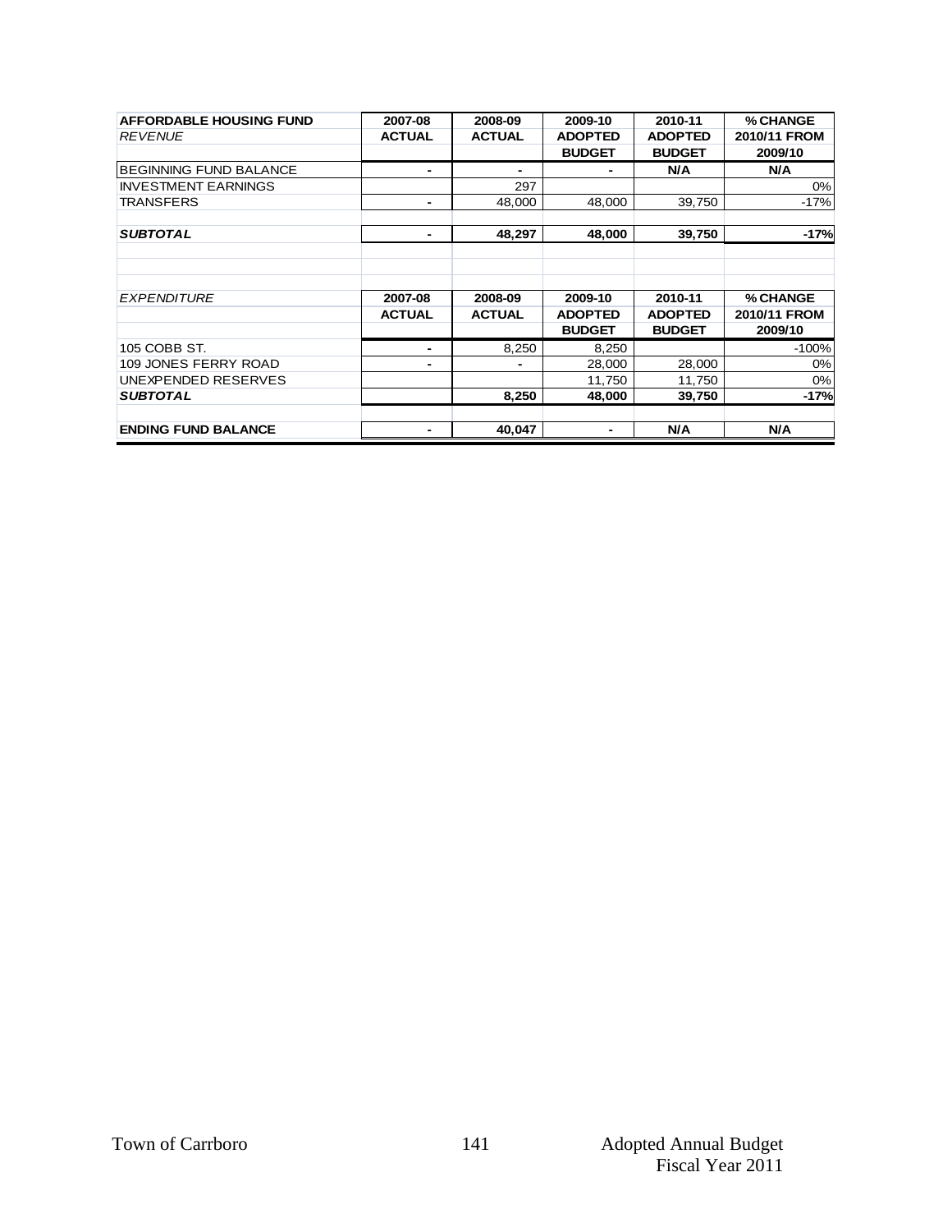| AFFORDABLE HOUSING FUND | 2007-08 | 2008-09 | 2009-10 | 2010-11 | % CHANGE |
|---|---|---|---|---|---|
| *REVENUE* | ACTUAL | ACTUAL | ADOPTED | ADOPTED | 2010/11 FROM |
| | | | BUDGET | BUDGET | 2009/10 |
| BEGINNING FUND BALANCE | - | - | - | N/A | N/A |
| INVESTMENT EARNINGS | | 297 | | | 0% |
| TRANSFERS | - | 48,000 | 48,000 | 39,750 | -17% |
| | | | | | |
| ***SUBTOTAL*** | - | **48,297** | **48,000** | **39,750** | **-17%** |

| *EXPENDITURE* | 2007-08 | 2008-09 | 2009-10 | 2010-11 | % CHANGE |
|---|---|---|---|---|---|
| | ACTUAL | ACTUAL | ADOPTED | ADOPTED | 2010/11 FROM |
| | | | BUDGET | BUDGET | 2009/10 |
| 105 COBB ST. | - | 8,250 | 8,250 | | -100% |
| 109 JONES FERRY ROAD | - | - | 28,000 | 28,000 | 0% |
| UNEXPENDED RESERVES | | | 11,750 | 11,750 | 0% |
| ***SUBTOTAL*** | | **8,250** | **48,000** | **39,750** | **-17%** |
| | | | | | |
| **ENDING FUND BALANCE** | - | **40,047** | - | **N/A** | **N/A** |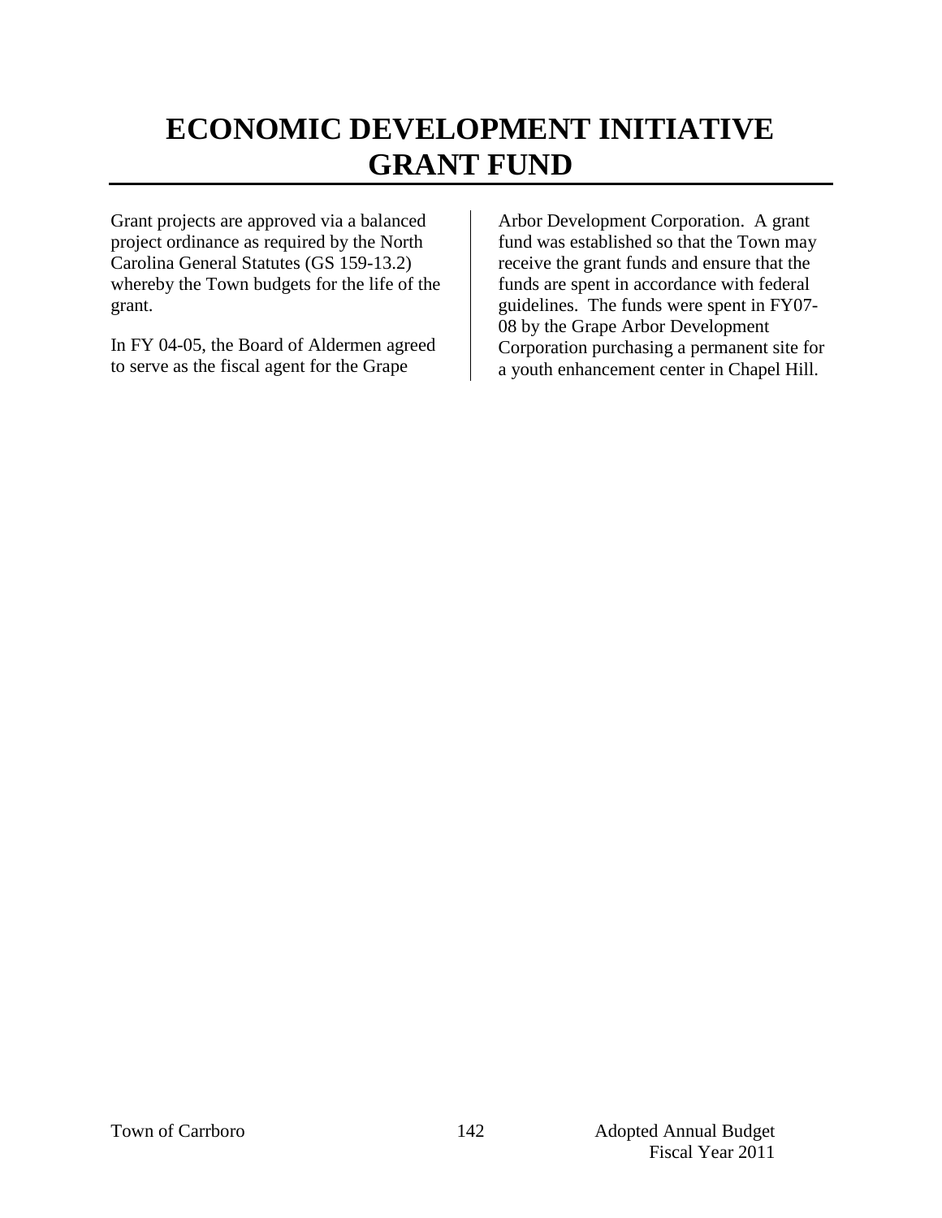# ECONOMIC DEVELOPMENT INITIATIVE GRANT FUND

Grant projects are approved via a balanced project ordinance as required by the North Carolina General Statutes (GS 159-13.2) whereby the Town budgets for the life of the grant.

In FY 04-05, the Board of Aldermen agreed to serve as the fiscal agent for the Grape Arbor Development Corporation. A grant fund was established so that the Town may receive the grant funds and ensure that the funds are spent in accordance with federal guidelines. The funds were spent in FY07-08 by the Grape Arbor Development Corporation purchasing a permanent site for a youth enhancement center in Chapel Hill.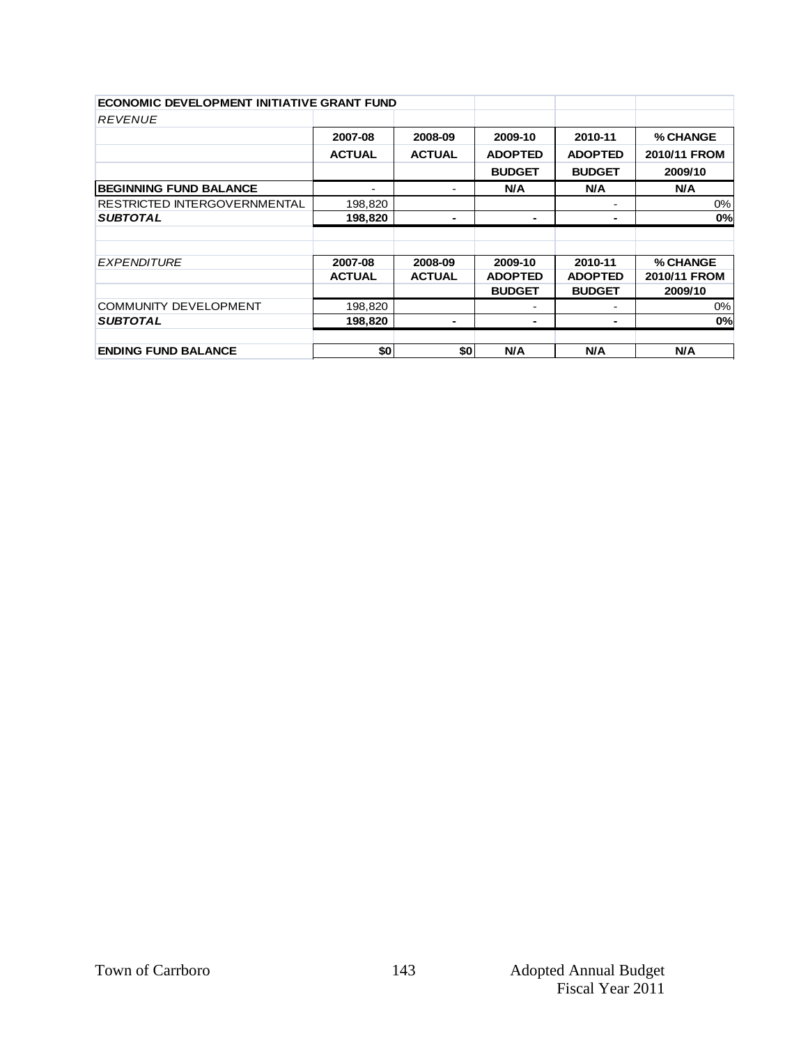| ECONOMIC DEVELOPMENT INITIATIVE GRANT FUND | | | | | |
|---|---|---|---|---|---|
| *REVENUE* | | | | | |
| | 2007-08 | 2008-09 | 2009-10 | 2010-11 | % CHANGE |
| | ACTUAL | ACTUAL | ADOPTED | ADOPTED | 2010/11 FROM |
| | | | BUDGET | BUDGET | 2009/10 |
| **BEGINNING FUND BALANCE** | - | - | N/A | N/A | N/A |
| RESTRICTED INTERGOVERNMENTAL | 198,820 | | | - | 0% |
| ***SUBTOTAL*** | **198,820** | **-** | **-** | **-** | **0%** |
| | | | | | |
| *EXPENDITURE* | 2007-08 | 2008-09 | 2009-10 | 2010-11 | % CHANGE |
| | ACTUAL | ACTUAL | ADOPTED | ADOPTED | 2010/11 FROM |
| | | | BUDGET | BUDGET | 2009/10 |
| COMMUNITY DEVELOPMENT | 198,820 | | - | - | 0% |
| ***SUBTOTAL*** | **198,820** | **-** | **-** | **-** | **0%** |
| | | | | | |
| **ENDING FUND BALANCE** | **$0** | **$0** | **N/A** | **N/A** | **N/A** |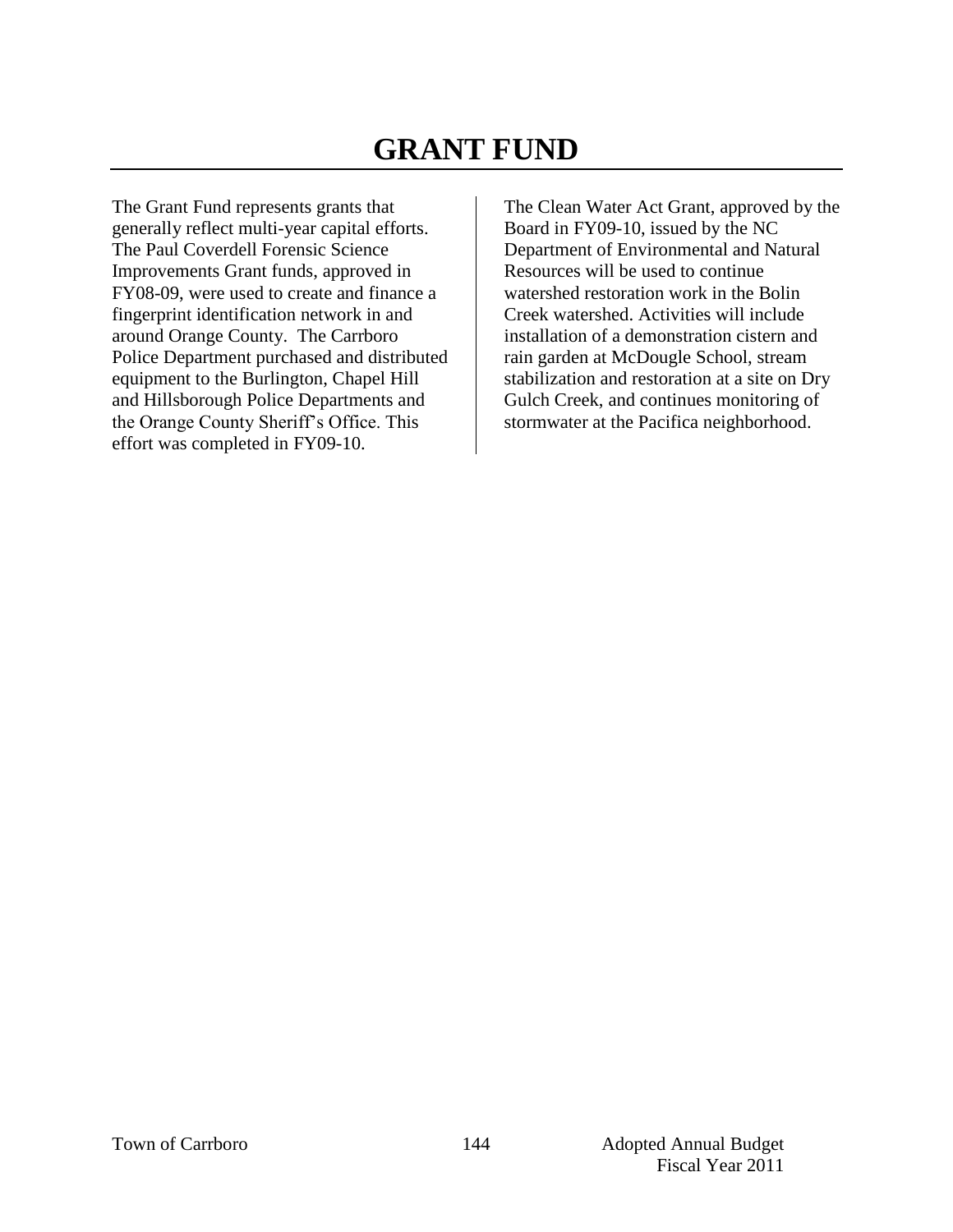# GRANT FUND

The Grant Fund represents grants that generally reflect multi-year capital efforts. The Paul Coverdell Forensic Science Improvements Grant funds, approved in FY08-09, were used to create and finance a fingerprint identification network in and around Orange County. The Carrboro Police Department purchased and distributed equipment to the Burlington, Chapel Hill and Hillsborough Police Departments and the Orange County Sheriff's Office. This effort was completed in FY09-10.

The Clean Water Act Grant, approved by the Board in FY09-10, issued by the NC Department of Environmental and Natural Resources will be used to continue watershed restoration work in the Bolin Creek watershed. Activities will include installation of a demonstration cistern and rain garden at McDougle School, stream stabilization and restoration at a site on Dry Gulch Creek, and continues monitoring of stormwater at the Pacifica neighborhood.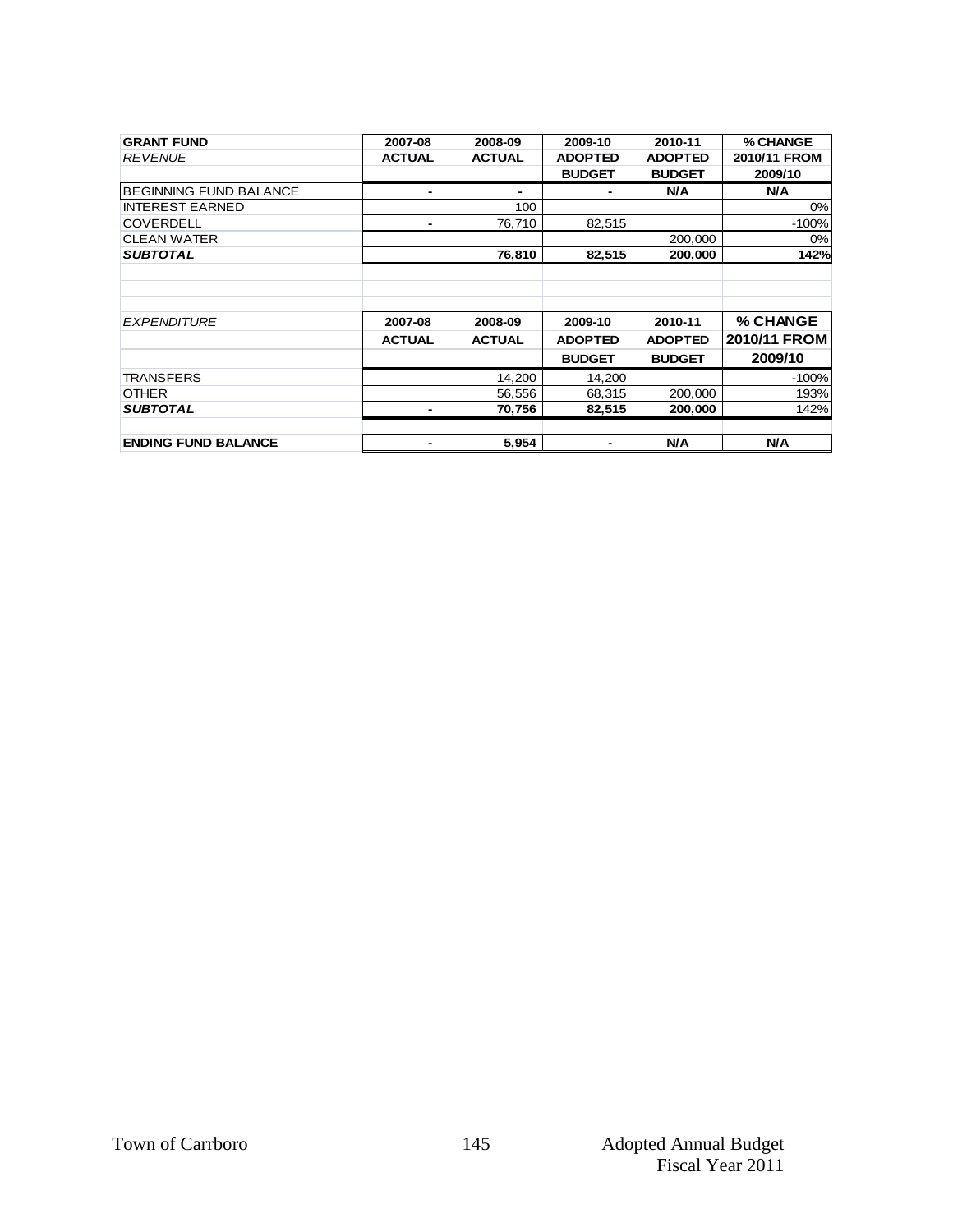| GRANT FUND | 2007-08 | 2008-09 | 2009-10 | 2010-11 | % CHANGE |
|---|---|---|---|---|---|
| *REVENUE* | ACTUAL | ACTUAL | ADOPTED | ADOPTED | 2010/11 FROM |
| | | | BUDGET | BUDGET | 2009/10 |
| BEGINNING FUND BALANCE | - | - | - | N/A | N/A |
| INTEREST EARNED | | 100 | | | 0% |
| COVERDELL | - | 76,710 | 82,515 | | -100% |
| CLEAN WATER | | | | 200,000 | 0% |
| ***SUBTOTAL*** | | **76,810** | **82,515** | **200,000** | **142%** |

| *EXPENDITURE* | 2007-08 | 2008-09 | 2009-10 | 2010-11 | % CHANGE |
|---|---|---|---|---|---|
| | ACTUAL | ACTUAL | ADOPTED | ADOPTED | 2010/11 FROM |
| | | | BUDGET | BUDGET | 2009/10 |
| TRANSFERS | | 14,200 | 14,200 | | -100% |
| OTHER | | 56,556 | 68,315 | 200,000 | 193% |
| ***SUBTOTAL*** | - | **70,756** | **82,515** | **200,000** | 142% |
| | | | | | |
| **ENDING FUND BALANCE** | - | **5,954** | - | **N/A** | **N/A** |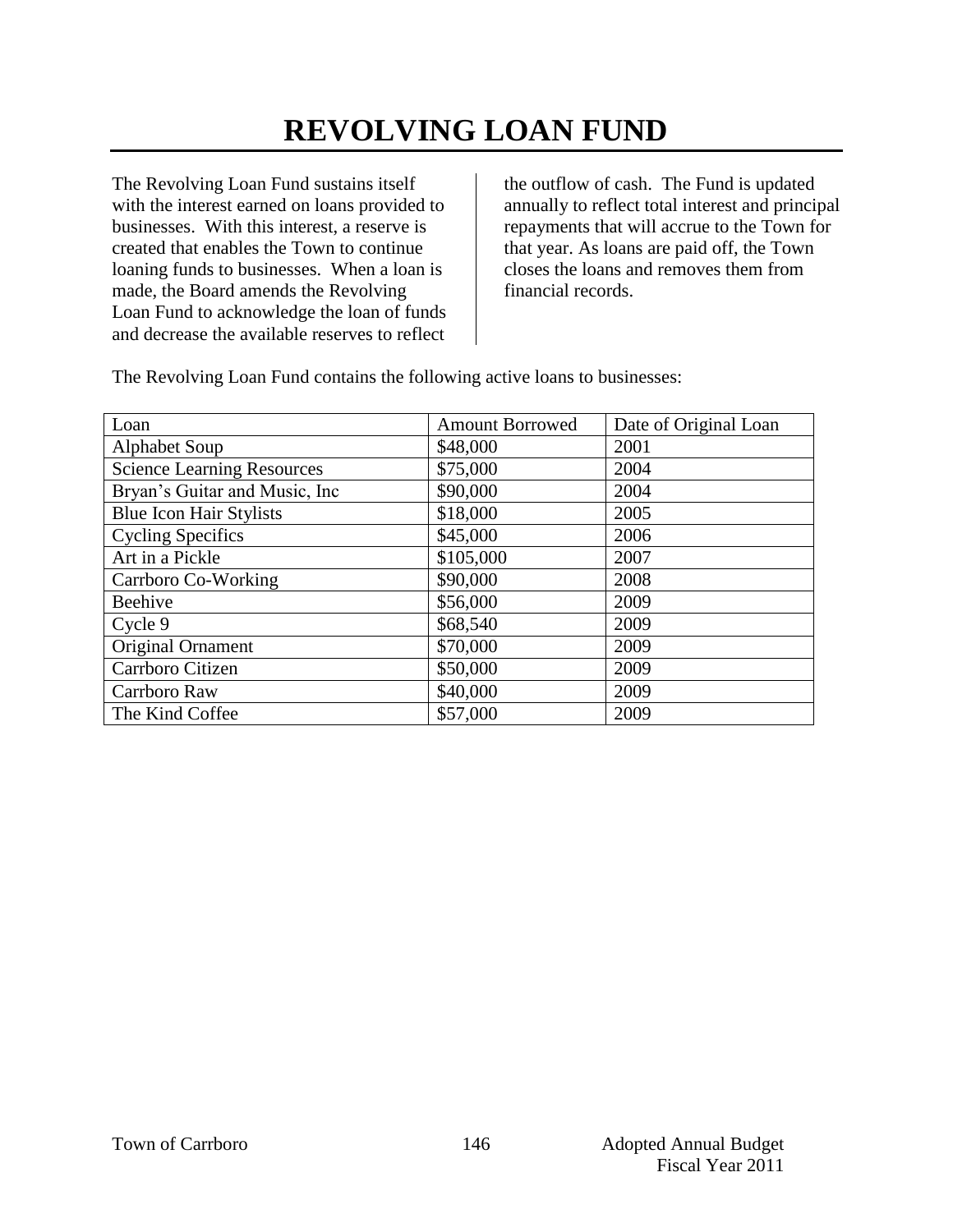# REVOLVING LOAN FUND

The Revolving Loan Fund sustains itself with the interest earned on loans provided to businesses. With this interest, a reserve is created that enables the Town to continue loaning funds to businesses. When a loan is made, the Board amends the Revolving Loan Fund to acknowledge the loan of funds and decrease the available reserves to reflect the outflow of cash. The Fund is updated annually to reflect total interest and principal repayments that will accrue to the Town for that year. As loans are paid off, the Town closes the loans and removes them from financial records.

The Revolving Loan Fund contains the following active loans to businesses:

| Loan | Amount Borrowed | Date of Original Loan |
|---|---|---|
| Alphabet Soup | $48,000 | 2001 |
| Science Learning Resources | $75,000 | 2004 |
| Bryan's Guitar and Music, Inc | $90,000 | 2004 |
| Blue Icon Hair Stylists | $18,000 | 2005 |
| Cycling Specifics | $45,000 | 2006 |
| Art in a Pickle | $105,000 | 2007 |
| Carrboro Co-Working | $90,000 | 2008 |
| Beehive | $56,000 | 2009 |
| Cycle 9 | $68,540 | 2009 |
| Original Ornament | $70,000 | 2009 |
| Carrboro Citizen | $50,000 | 2009 |
| Carrboro Raw | $40,000 | 2009 |
| The Kind Coffee | $57,000 | 2009 |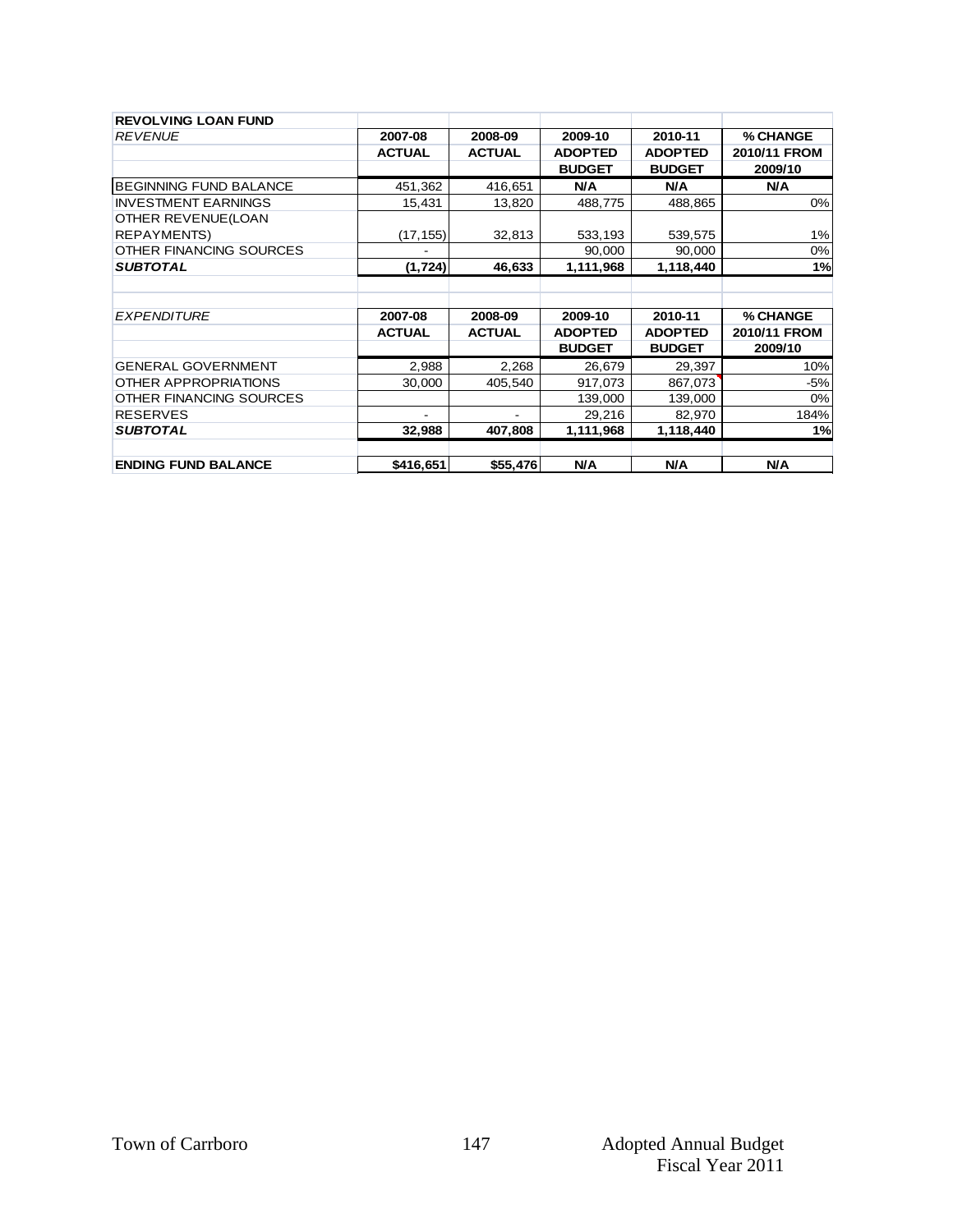| REVOLVING LOAN FUND | | | | | |
|---|---|---|---|---|---|
| *REVENUE* | **2007-08** | **2008-09** | **2009-10** | **2010-11** | **% CHANGE** |
| | **ACTUAL** | **ACTUAL** | **ADOPTED** | **ADOPTED** | **2010/11 FROM** |
| | | | **BUDGET** | **BUDGET** | **2009/10** |
| BEGINNING FUND BALANCE | 451,362 | 416,651 | **N/A** | **N/A** | **N/A** |
| INVESTMENT EARNINGS | 15,431 | 13,820 | 488,775 | 488,865 | 0% |
| OTHER REVENUE(LOAN REPAYMENTS) | (17,155) | 32,813 | 533,193 | 539,575 | 1% |
| OTHER FINANCING SOURCES | - | | 90,000 | 90,000 | 0% |
| ***SUBTOTAL*** | **(1,724)** | **46,633** | **1,111,968** | **1,118,440** | **1%** |
| | | | | | |
| *EXPENDITURE* | **2007-08** | **2008-09** | **2009-10** | **2010-11** | **% CHANGE** |
| | **ACTUAL** | **ACTUAL** | **ADOPTED** | **ADOPTED** | **2010/11 FROM** |
| | | | **BUDGET** | **BUDGET** | **2009/10** |
| GENERAL GOVERNMENT | 2,988 | 2,268 | 26,679 | 29,397 | 10% |
| OTHER APPROPRIATIONS | 30,000 | 405,540 | 917,073 | 867,073 | -5% |
| OTHER FINANCING SOURCES | | | 139,000 | 139,000 | 0% |
| RESERVES | - | - | 29,216 | 82,970 | 184% |
| ***SUBTOTAL*** | **32,988** | **407,808** | **1,111,968** | **1,118,440** | **1%** |
| | | | | | |
| **ENDING FUND BALANCE** | **$416,651** | **$55,476** | **N/A** | **N/A** | **N/A** |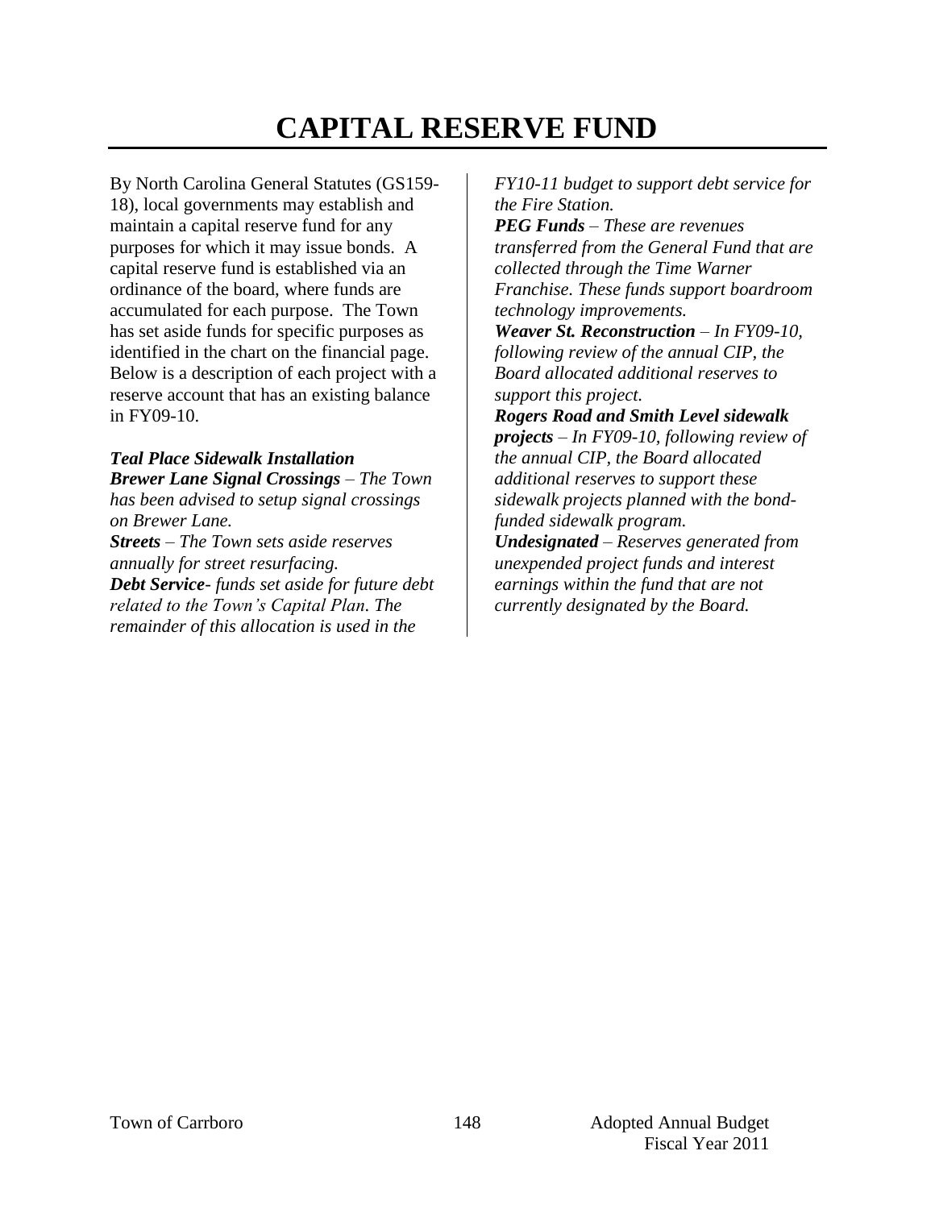# CAPITAL RESERVE FUND

By North Carolina General Statutes (GS159-18), local governments may establish and maintain a capital reserve fund for any purposes for which it may issue bonds. A capital reserve fund is established via an ordinance of the board, where funds are accumulated for each purpose. The Town has set aside funds for specific purposes as identified in the chart on the financial page. Below is a description of each project with a reserve account that has an existing balance in FY09-10.

***Teal Place Sidewalk Installation***

***Brewer Lane Signal Crossings*** *– The Town has been advised to setup signal crossings on Brewer Lane.*

***Streets*** *– The Town sets aside reserves annually for street resurfacing.*

***Debt Service****- funds set aside for future debt related to the Town's Capital Plan. The remainder of this allocation is used in the FY10-11 budget to support debt service for the Fire Station.*

***PEG Funds*** *– These are revenues transferred from the General Fund that are collected through the Time Warner Franchise. These funds support boardroom technology improvements.*

***Weaver St. Reconstruction*** *– In FY09-10, following review of the annual CIP, the Board allocated additional reserves to support this project.*

***Rogers Road and Smith Level sidewalk projects*** *– In FY09-10, following review of the annual CIP, the Board allocated additional reserves to support these sidewalk projects planned with the bond-funded sidewalk program.*

***Undesignated*** *– Reserves generated from unexpended project funds and interest earnings within the fund that are not currently designated by the Board.*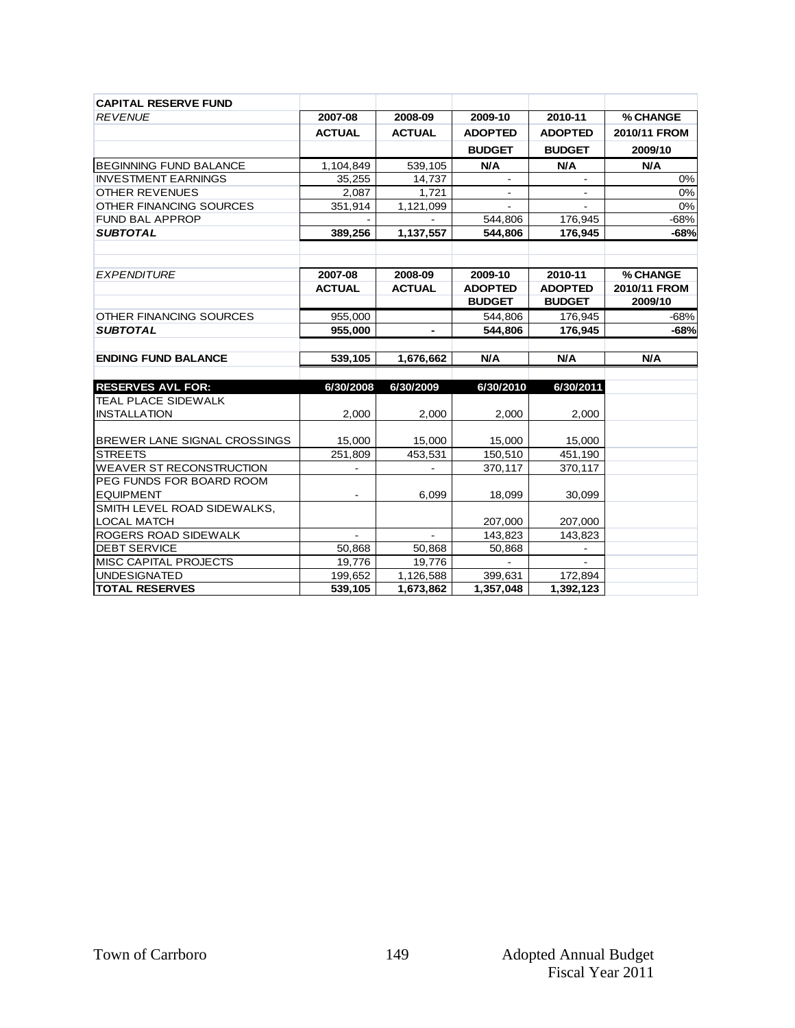**CAPITAL RESERVE FUND**

| *REVENUE* | 2007-08 ACTUAL | 2008-09 ACTUAL | 2009-10 ADOPTED BUDGET | 2010-11 ADOPTED BUDGET | % CHANGE 2010/11 FROM 2009/10 |
|---|---|---|---|---|---|
| BEGINNING FUND BALANCE | 1,104,849 | 539,105 | N/A | N/A | N/A |
| INVESTMENT EARNINGS | 35,255 | 14,737 | - | - | 0% |
| OTHER REVENUES | 2,087 | 1,721 | - | - | 0% |
| OTHER FINANCING SOURCES | 351,914 | 1,121,099 | - | - | 0% |
| FUND BAL APPROP | - | - | 544,806 | 176,945 | -68% |
| ***SUBTOTAL*** | **389,256** | **1,137,557** | **544,806** | **176,945** | **-68%** |

| *EXPENDITURE* | 2007-08 ACTUAL | 2008-09 ACTUAL | 2009-10 ADOPTED BUDGET | 2010-11 ADOPTED BUDGET | % CHANGE 2010/11 FROM 2009/10 |
|---|---|---|---|---|---|
| OTHER FINANCING SOURCES | 955,000 | | 544,806 | 176,945 | -68% |
| ***SUBTOTAL*** | **955,000** | **-** | **544,806** | **176,945** | **-68%** |
| | | | | | |
| **ENDING FUND BALANCE** | **539,105** | **1,676,662** | **N/A** | **N/A** | **N/A** |

| **RESERVES AVL FOR:** | 6/30/2008 | 6/30/2009 | 6/30/2010 | 6/30/2011 |
|---|---|---|---|---|
| TEAL PLACE SIDEWALK INSTALLATION | 2,000 | 2,000 | 2,000 | 2,000 |
| BREWER LANE SIGNAL CROSSINGS | 15,000 | 15,000 | 15,000 | 15,000 |
| STREETS | 251,809 | 453,531 | 150,510 | 451,190 |
| WEAVER ST RECONSTRUCTION | - | - | 370,117 | 370,117 |
| PEG FUNDS FOR BOARD ROOM EQUIPMENT | - | 6,099 | 18,099 | 30,099 |
| SMITH LEVEL ROAD SIDEWALKS, LOCAL MATCH | | | 207,000 | 207,000 |
| ROGERS ROAD SIDEWALK | - | - | 143,823 | 143,823 |
| DEBT SERVICE | 50,868 | 50,868 | 50,868 | - |
| MISC CAPITAL PROJECTS | 19,776 | 19,776 | - | - |
| UNDESIGNATED | 199,652 | 1,126,588 | 399,631 | 172,894 |
| **TOTAL RESERVES** | **539,105** | **1,673,862** | **1,357,048** | **1,392,123** |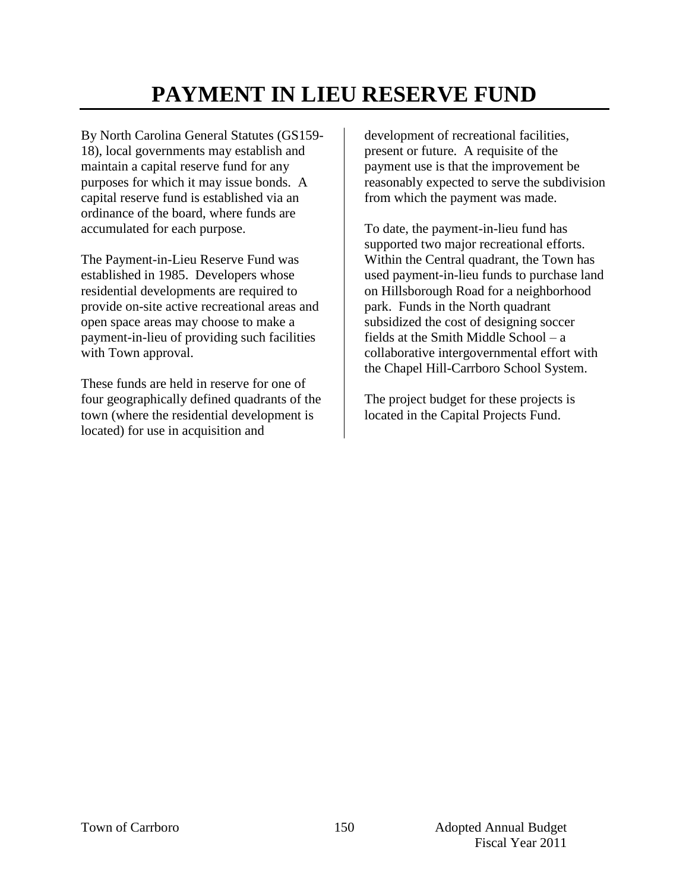# PAYMENT IN LIEU RESERVE FUND

By North Carolina General Statutes (GS159-18), local governments may establish and maintain a capital reserve fund for any purposes for which it may issue bonds. A capital reserve fund is established via an ordinance of the board, where funds are accumulated for each purpose.

The Payment-in-Lieu Reserve Fund was established in 1985. Developers whose residential developments are required to provide on-site active recreational areas and open space areas may choose to make a payment-in-lieu of providing such facilities with Town approval.

These funds are held in reserve for one of four geographically defined quadrants of the town (where the residential development is located) for use in acquisition and development of recreational facilities, present or future. A requisite of the payment use is that the improvement be reasonably expected to serve the subdivision from which the payment was made.

To date, the payment-in-lieu fund has supported two major recreational efforts. Within the Central quadrant, the Town has used payment-in-lieu funds to purchase land on Hillsborough Road for a neighborhood park. Funds in the North quadrant subsidized the cost of designing soccer fields at the Smith Middle School – a collaborative intergovernmental effort with the Chapel Hill-Carrboro School System.

The project budget for these projects is located in the Capital Projects Fund.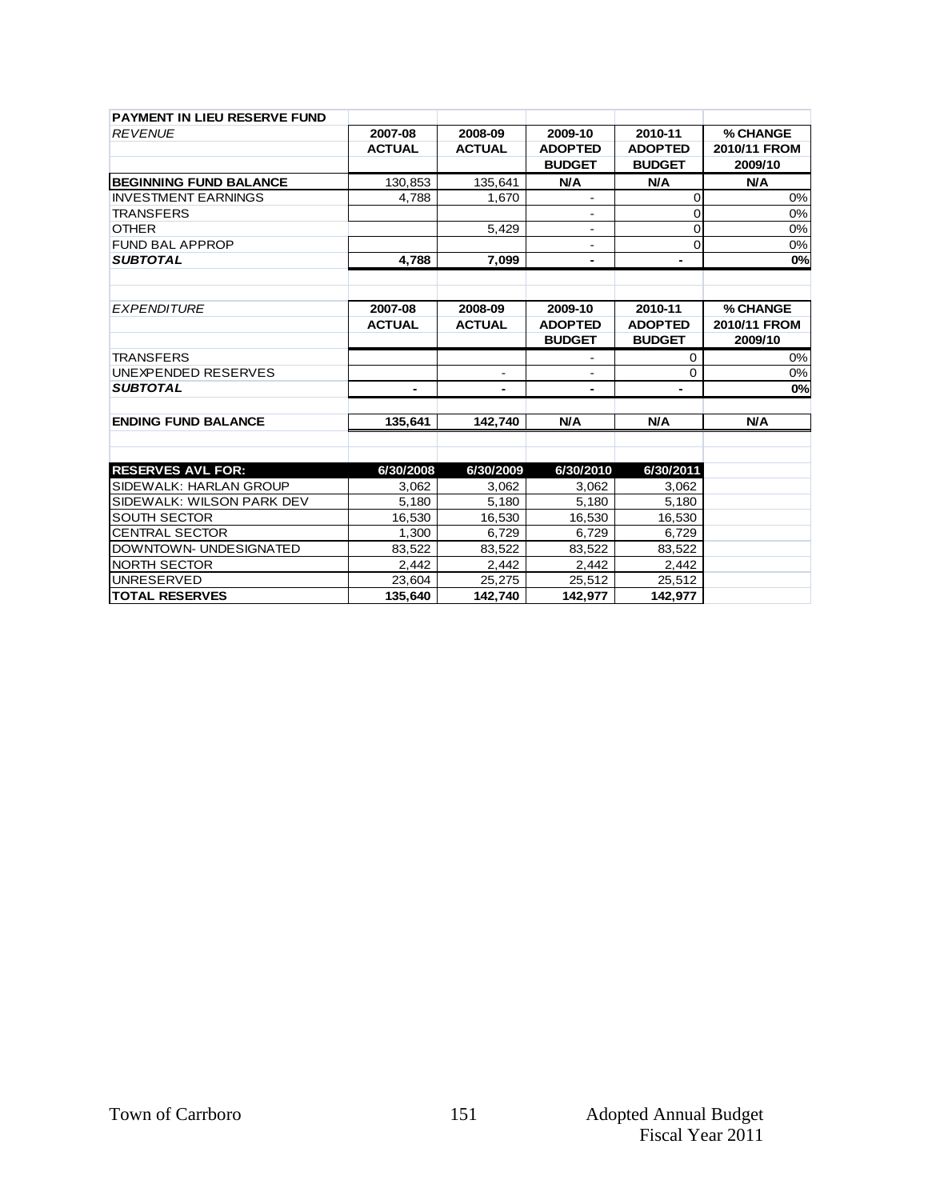| PAYMENT IN LIEU RESERVE FUND | | | | | |
|---|---|---|---|---|---|
| *REVENUE* | **2007-08 ACTUAL** | **2008-09 ACTUAL** | **2009-10 ADOPTED BUDGET** | **2010-11 ADOPTED BUDGET** | **% CHANGE 2010/11 FROM 2009/10** |
| **BEGINNING FUND BALANCE** | 130,853 | 135,641 | **N/A** | **N/A** | **N/A** |
| INVESTMENT EARNINGS | 4,788 | 1,670 | - | 0 | 0% |
| TRANSFERS | | | - | 0 | 0% |
| OTHER | | 5,429 | - | 0 | 0% |
| FUND BAL APPROP | | | - | 0 | 0% |
| ***SUBTOTAL*** | **4,788** | **7,099** | **-** | **-** | **0%** |
| | | | | | |
| *EXPENDITURE* | **2007-08 ACTUAL** | **2008-09 ACTUAL** | **2009-10 ADOPTED BUDGET** | **2010-11 ADOPTED BUDGET** | **% CHANGE 2010/11 FROM 2009/10** |
| TRANSFERS | | | - | 0 | 0% |
| UNEXPENDED RESERVES | | - | - | 0 | 0% |
| ***SUBTOTAL*** | **-** | **-** | **-** | **-** | **0%** |
| | | | | | |
| **ENDING FUND BALANCE** | **135,641** | **142,740** | **N/A** | **N/A** | **N/A** |

| RESERVES AVL FOR: | 6/30/2008 | 6/30/2009 | 6/30/2010 | 6/30/2011 |
|---|---|---|---|---|
| SIDEWALK: HARLAN GROUP | 3,062 | 3,062 | 3,062 | 3,062 |
| SIDEWALK: WILSON PARK DEV | 5,180 | 5,180 | 5,180 | 5,180 |
| SOUTH SECTOR | 16,530 | 16,530 | 16,530 | 16,530 |
| CENTRAL SECTOR | 1,300 | 6,729 | 6,729 | 6,729 |
| DOWNTOWN- UNDESIGNATED | 83,522 | 83,522 | 83,522 | 83,522 |
| NORTH SECTOR | 2,442 | 2,442 | 2,442 | 2,442 |
| UNRESERVED | 23,604 | 25,275 | 25,512 | 25,512 |
| **TOTAL RESERVES** | **135,640** | **142,740** | **142,977** | **142,977** |